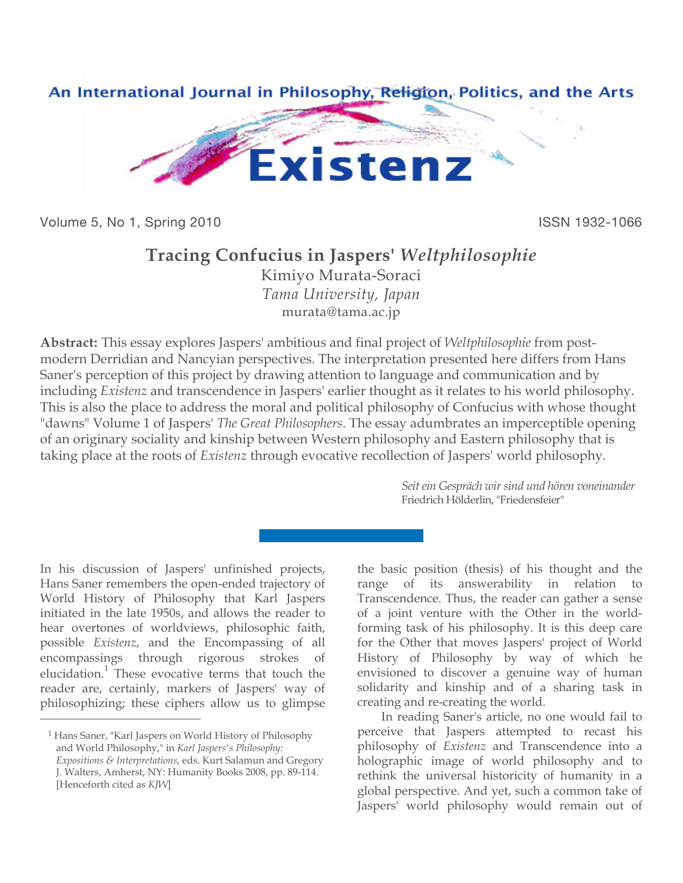An International Journal in Philosophy, Religion, Politics, and the Arts

# Existenz

Volume 5, No 1, Spring 2010 ISSN 1932-1066

## Tracing Confucius in Jaspers' *Weltphilosophie*

Kimiyo Murata-Soraci
*Tama University, Japan*
murata@tama.ac.jp

**Abstract:** This essay explores Jaspers' ambitious and final project of *Weltphilosophie* from post-modern Derridian and Nancyian perspectives. The interpretation presented here differs from Hans Saner's perception of this project by drawing attention to language and communication and by including *Existenz* and transcendence in Jaspers' earlier thought as it relates to his world philosophy. This is also the place to address the moral and political philosophy of Confucius with whose thought "dawns" Volume 1 of Jaspers' *The Great Philosophers*. The essay adumbrates an imperceptible opening of an originary sociality and kinship between Western philosophy and Eastern philosophy that is taking place at the roots of *Existenz* through evocative recollection of Jaspers' world philosophy.

> *Seit ein Gespräch wir sind und hören voneinander*
> Friedrich Hölderlin, "Friedensfeier"

In his discussion of Jaspers' unfinished projects, Hans Saner remembers the open-ended trajectory of World History of Philosophy that Karl Jaspers initiated in the late 1950s, and allows the reader to hear overtones of worldviews, philosophic faith, possible *Existenz*, and the Encompassing of all encompassings through rigorous strokes of elucidation.[1] These evocative terms that touch the reader are, certainly, markers of Jaspers' way of philosophizing; these ciphers allow us to glimpse the basic position (thesis) of his thought and the range of its answerability in relation to Transcendence. Thus, the reader can gather a sense of a joint venture with the Other in the world-forming task of his philosophy. It is this deep care for the Other that moves Jaspers' project of World History of Philosophy by way of which he envisioned to discover a genuine way of human solidarity and kinship and of a sharing task in creating and re-creating the world.

In reading Saner's article, no one would fail to perceive that Jaspers attempted to recast his philosophy of *Existenz* and Transcendence into a holographic image of world philosophy and to rethink the universal historicity of humanity in a global perspective. And yet, such a common take of Jaspers' world philosophy would remain out of

---

[1] Hans Saner, "Karl Jaspers on World History of Philosophy and World Philosophy," in *Karl Jaspers's Philosophy: Expositions & Interpretations*, eds. Kurt Salamun and Gregory J. Walters, Amherst, NY: Humanity Books 2008, pp. 89-114. [Henceforth cited as *KJW*]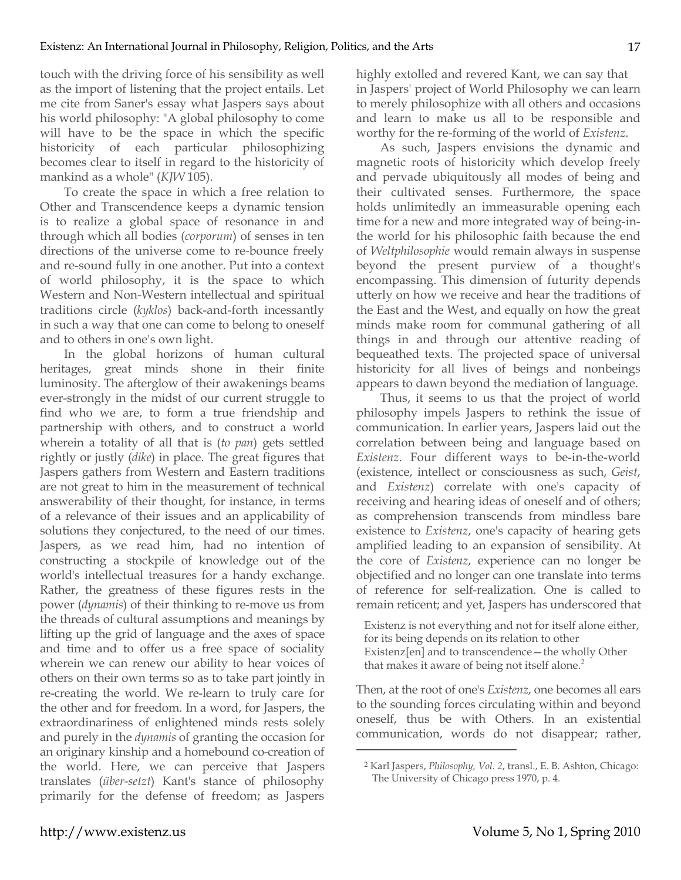touch with the driving force of his sensibility as well as the import of listening that the project entails. Let me cite from Saner's essay what Jaspers says about his world philosophy: "A global philosophy to come will have to be the space in which the specific historicity of each particular philosophizing becomes clear to itself in regard to the historicity of mankind as a whole" (*KJW* 105).

To create the space in which a free relation to Other and Transcendence keeps a dynamic tension is to realize a global space of resonance in and through which all bodies (*corporum*) of senses in ten directions of the universe come to re-bounce freely and re-sound fully in one another. Put into a context of world philosophy, it is the space to which Western and Non-Western intellectual and spiritual traditions circle (*kyklos*) back-and-forth incessantly in such a way that one can come to belong to oneself and to others in one's own light.

In the global horizons of human cultural heritages, great minds shone in their finite luminosity. The afterglow of their awakenings beams ever-strongly in the midst of our current struggle to find who we are, to form a true friendship and partnership with others, and to construct a world wherein a totality of all that is (*to pan*) gets settled rightly or justly (*dike*) in place. The great figures that Jaspers gathers from Western and Eastern traditions are not great to him in the measurement of technical answerability of their thought, for instance, in terms of a relevance of their issues and an applicability of solutions they conjectured, to the need of our times. Jaspers, as we read him, had no intention of constructing a stockpile of knowledge out of the world's intellectual treasures for a handy exchange. Rather, the greatness of these figures rests in the power (*dynamis*) of their thinking to re-move us from the threads of cultural assumptions and meanings by lifting up the grid of language and the axes of space and time and to offer us a free space of sociality wherein we can renew our ability to hear voices of others on their own terms so as to take part jointly in re-creating the world. We re-learn to truly care for the other and for freedom. In a word, for Jaspers, the extraordinariness of enlightened minds rests solely and purely in the *dynamis* of granting the occasion for an originary kinship and a homebound co-creation of the world. Here, we can perceive that Jaspers translates (*über-setzt*) Kant's stance of philosophy primarily for the defense of freedom; as Jaspers highly extolled and revered Kant, we can say that in Jaspers' project of World Philosophy we can learn to merely philosophize with all others and occasions and learn to make us all to be responsible and worthy for the re-forming of the world of *Existenz*.

As such, Jaspers envisions the dynamic and magnetic roots of historicity which develop freely and pervade ubiquitously all modes of being and their cultivated senses. Furthermore, the space holds unlimitedly an immeasurable opening each time for a new and more integrated way of being-in-the world for his philosophic faith because the end of *Weltphilosophie* would remain always in suspense beyond the present purview of a thought's encompassing. This dimension of futurity depends utterly on how we receive and hear the traditions of the East and the West, and equally on how the great minds make room for communal gathering of all things in and through our attentive reading of bequeathed texts. The projected space of universal historicity for all lives of beings and nonbeings appears to dawn beyond the mediation of language.

Thus, it seems to us that the project of world philosophy impels Jaspers to rethink the issue of communication. In earlier years, Jaspers laid out the correlation between being and language based on *Existenz*. Four different ways to be-in-the-world (existence, intellect or consciousness as such, *Geist*, and *Existenz*) correlate with one's capacity of receiving and hearing ideas of oneself and of others; as comprehension transcends from mindless bare existence to *Existenz*, one's capacity of hearing gets amplified leading to an expansion of sensibility. At the core of *Existenz*, experience can no longer be objectified and no longer can one translate into terms of reference for self-realization. One is called to remain reticent; and yet, Jaspers has underscored that

> Existenz is not everything and not for itself alone either, for its being depends on its relation to other Existenz[en] and to transcendence—the wholly Other that makes it aware of being not itself alone.[2]

Then, at the root of one's *Existenz*, one becomes all ears to the sounding forces circulating within and beyond oneself, thus be with Others. In an existential communication, words do not disappear; rather,

---

[2] Karl Jaspers, *Philosophy, Vol. 2*, transl., E. B. Ashton, Chicago: The University of Chicago press 1970, p. 4.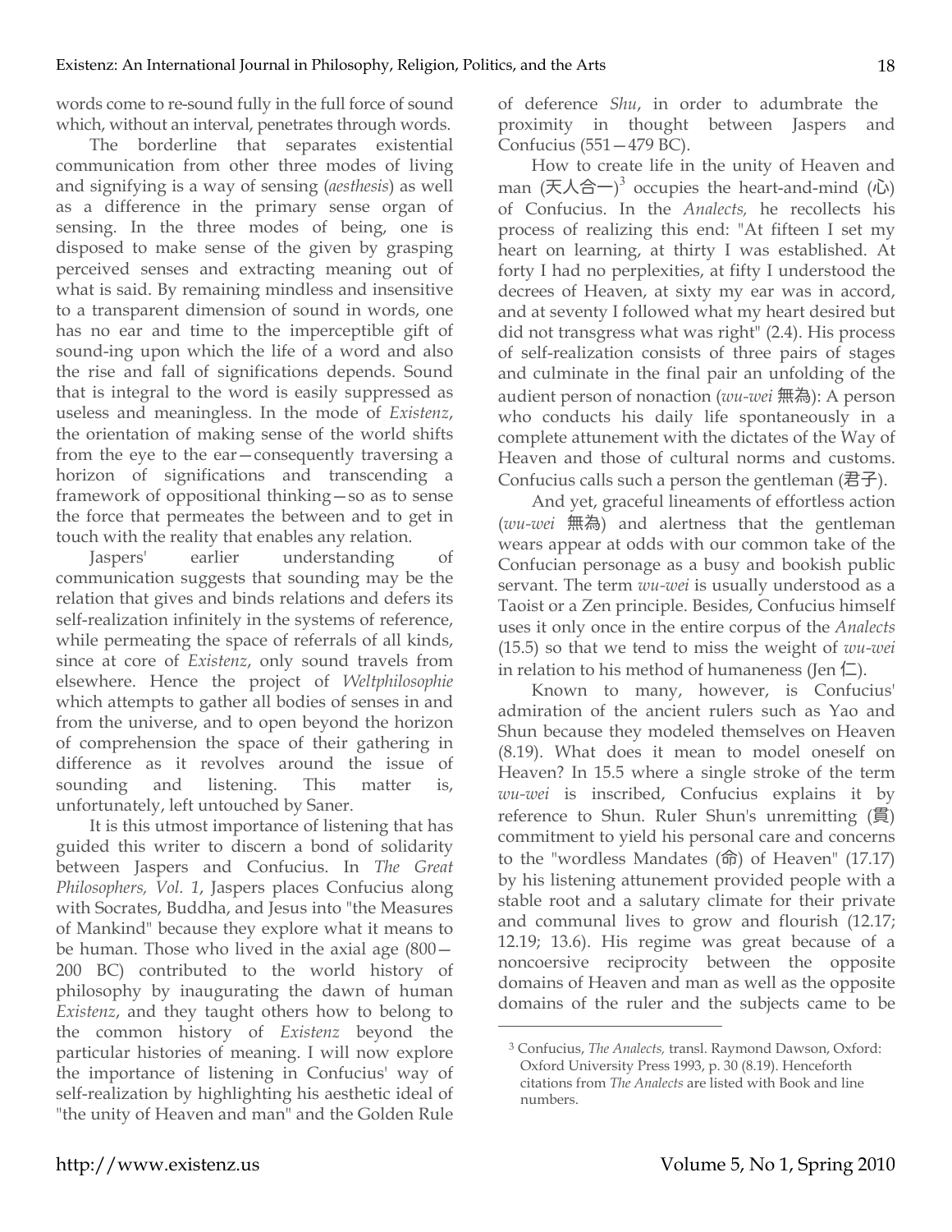words come to re-sound fully in the full force of sound which, without an interval, penetrates through words.

The borderline that separates existential communication from other three modes of living and signifying is a way of sensing (*aesthesis*) as well as a difference in the primary sense organ of sensing. In the three modes of being, one is disposed to make sense of the given by grasping perceived senses and extracting meaning out of what is said. By remaining mindless and insensitive to a transparent dimension of sound in words, one has no ear and time to the imperceptible gift of sound-ing upon which the life of a word and also the rise and fall of significations depends. Sound that is integral to the word is easily suppressed as useless and meaningless. In the mode of *Existenz*, the orientation of making sense of the world shifts from the eye to the ear—consequently traversing a horizon of significations and transcending a framework of oppositional thinking—so as to sense the force that permeates the between and to get in touch with the reality that enables any relation.

Jaspers' earlier understanding of communication suggests that sounding may be the relation that gives and binds relations and defers its self-realization infinitely in the systems of reference, while permeating the space of referrals of all kinds, since at core of *Existenz*, only sound travels from elsewhere. Hence the project of *Weltphilosophie* which attempts to gather all bodies of senses in and from the universe, and to open beyond the horizon of comprehension the space of their gathering in difference as it revolves around the issue of sounding and listening. This matter is, unfortunately, left untouched by Saner.

It is this utmost importance of listening that has guided this writer to discern a bond of solidarity between Jaspers and Confucius. In *The Great Philosophers, Vol. 1*, Jaspers places Confucius along with Socrates, Buddha, and Jesus into "the Measures of Mankind" because they explore what it means to be human. Those who lived in the axial age (800—200 BC) contributed to the world history of philosophy by inaugurating the dawn of human *Existenz*, and they taught others how to belong to the common history of *Existenz* beyond the particular histories of meaning. I will now explore the importance of listening in Confucius' way of self-realization by highlighting his aesthetic ideal of "the unity of Heaven and man" and the Golden Rule of deference *Shu*, in order to adumbrate the proximity in thought between Jaspers and Confucius (551—479 BC).

How to create life in the unity of Heaven and man (天人合一)[3] occupies the heart-and-mind (心) of Confucius. In the *Analects,* he recollects his process of realizing this end: "At fifteen I set my heart on learning, at thirty I was established. At forty I had no perplexities, at fifty I understood the decrees of Heaven, at sixty my ear was in accord, and at seventy I followed what my heart desired but did not transgress what was right" (2.4). His process of self-realization consists of three pairs of stages and culminate in the final pair an unfolding of the audient person of nonaction (*wu-wei* 無為): A person who conducts his daily life spontaneously in a complete attunement with the dictates of the Way of Heaven and those of cultural norms and customs. Confucius calls such a person the gentleman (君子).

And yet, graceful lineaments of effortless action (*wu-wei* 無為) and alertness that the gentleman wears appear at odds with our common take of the Confucian personage as a busy and bookish public servant. The term *wu-wei* is usually understood as a Taoist or a Zen principle. Besides, Confucius himself uses it only once in the entire corpus of the *Analects* (15.5) so that we tend to miss the weight of *wu-wei* in relation to his method of humaneness (Jen 仁).

Known to many, however, is Confucius' admiration of the ancient rulers such as Yao and Shun because they modeled themselves on Heaven (8.19). What does it mean to model oneself on Heaven? In 15.5 where a single stroke of the term *wu-wei* is inscribed, Confucius explains it by reference to Shun. Ruler Shun's unremitting (貫) commitment to yield his personal care and concerns to the "wordless Mandates (命) of Heaven" (17.17) by his listening attunement provided people with a stable root and a salutary climate for their private and communal lives to grow and flourish (12.17; 12.19; 13.6). His regime was great because of a noncoersive reciprocity between the opposite domains of Heaven and man as well as the opposite domains of the ruler and the subjects came to be

[3] Confucius, *The Analects,* transl. Raymond Dawson, Oxford: Oxford University Press 1993, p. 30 (8.19). Henceforth citations from *The Analects* are listed with Book and line numbers.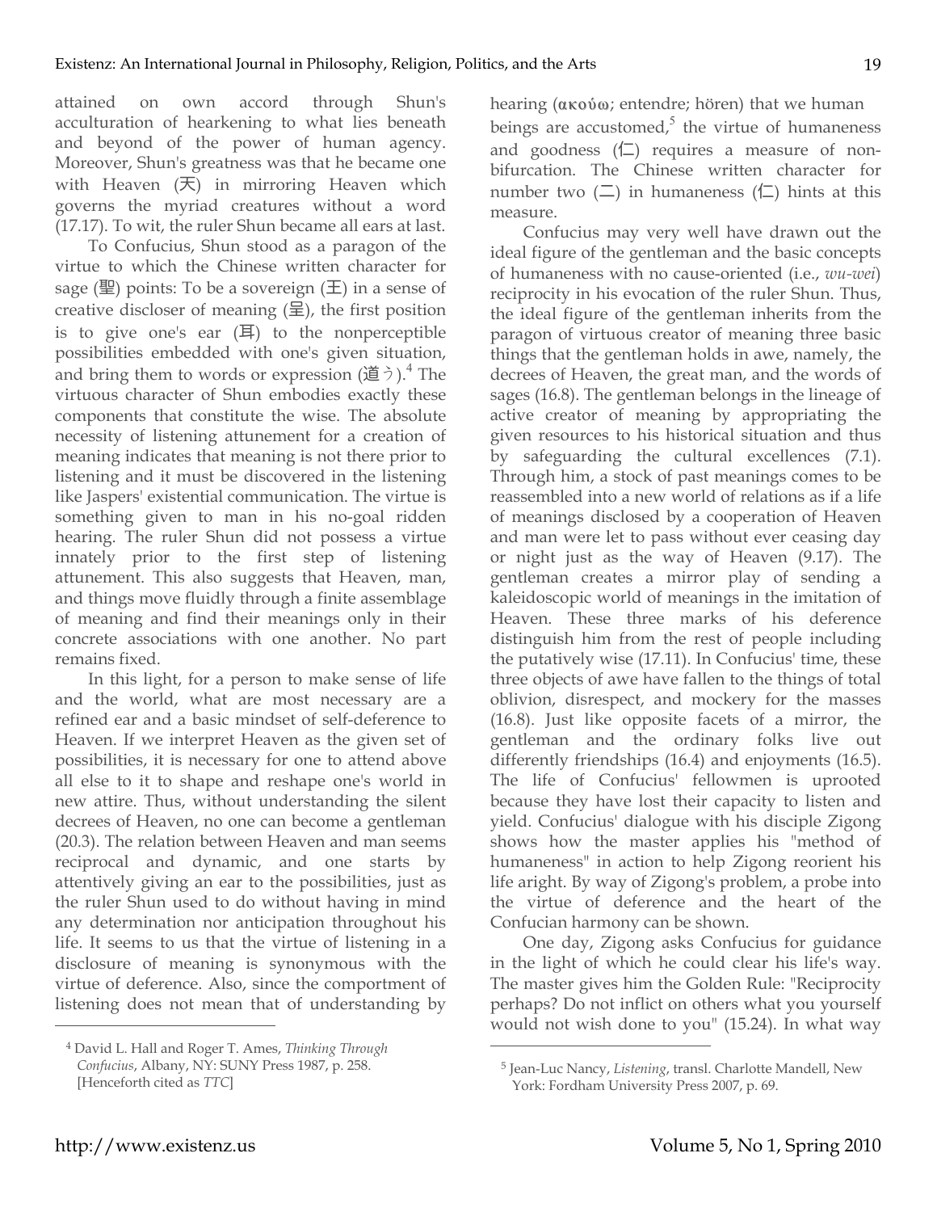attained on own accord through Shun's acculturation of hearkening to what lies beneath and beyond of the power of human agency. Moreover, Shun's greatness was that he became one with Heaven (天) in mirroring Heaven which governs the myriad creatures without a word (17.17). To wit, the ruler Shun became all ears at last.

To Confucius, Shun stood as a paragon of the virtue to which the Chinese written character for sage (聖) points: To be a sovereign (王) in a sense of creative discloser of meaning (呈), the first position is to give one's ear (耳) to the nonperceptible possibilities embedded with one's given situation, and bring them to words or expression (道う).[4] The virtuous character of Shun embodies exactly these components that constitute the wise. The absolute necessity of listening attunement for a creation of meaning indicates that meaning is not there prior to listening and it must be discovered in the listening like Jaspers' existential communication. The virtue is something given to man in his no-goal ridden hearing. The ruler Shun did not possess a virtue innately prior to the first step of listening attunement. This also suggests that Heaven, man, and things move fluidly through a finite assemblage of meaning and find their meanings only in their concrete associations with one another. No part remains fixed.

In this light, for a person to make sense of life and the world, what are most necessary are a refined ear and a basic mindset of self-deference to Heaven. If we interpret Heaven as the given set of possibilities, it is necessary for one to attend above all else to it to shape and reshape one's world in new attire. Thus, without understanding the silent decrees of Heaven, no one can become a gentleman (20.3). The relation between Heaven and man seems reciprocal and dynamic, and one starts by attentively giving an ear to the possibilities, just as the ruler Shun used to do without having in mind any determination nor anticipation throughout his life. It seems to us that the virtue of listening in a disclosure of meaning is synonymous with the virtue of deference. Also, since the comportment of listening does not mean that of understanding by hearing (ακούω; entendre; hören) that we human beings are accustomed,[5] the virtue of humaneness and goodness (仁) requires a measure of non-bifurcation. The Chinese written character for number two (二) in humaneness (仁) hints at this measure.

Confucius may very well have drawn out the ideal figure of the gentleman and the basic concepts of humaneness with no cause-oriented (i.e., *wu-wei*) reciprocity in his evocation of the ruler Shun. Thus, the ideal figure of the gentleman inherits from the paragon of virtuous creator of meaning three basic things that the gentleman holds in awe, namely, the decrees of Heaven, the great man, and the words of sages (16.8). The gentleman belongs in the lineage of active creator of meaning by appropriating the given resources to his historical situation and thus by safeguarding the cultural excellences (7.1). Through him, a stock of past meanings comes to be reassembled into a new world of relations as if a life of meanings disclosed by a cooperation of Heaven and man were let to pass without ever ceasing day or night just as the way of Heaven (9.17). The gentleman creates a mirror play of sending a kaleidoscopic world of meanings in the imitation of Heaven. These three marks of his deference distinguish him from the rest of people including the putatively wise (17.11). In Confucius' time, these three objects of awe have fallen to the things of total oblivion, disrespect, and mockery for the masses (16.8). Just like opposite facets of a mirror, the gentleman and the ordinary folks live out differently friendships (16.4) and enjoyments (16.5). The life of Confucius' fellowmen is uprooted because they have lost their capacity to listen and yield. Confucius' dialogue with his disciple Zigong shows how the master applies his "method of humaneness" in action to help Zigong reorient his life aright. By way of Zigong's problem, a probe into the virtue of deference and the heart of the Confucian harmony can be shown.

One day, Zigong asks Confucius for guidance in the light of which he could clear his life's way. The master gives him the Golden Rule: "Reciprocity perhaps? Do not inflict on others what you yourself would not wish done to you" (15.24). In what way

[4] David L. Hall and Roger T. Ames, *Thinking Through Confucius*, Albany, NY: SUNY Press 1987, p. 258. [Henceforth cited as *TTC*]

[5] Jean-Luc Nancy, *Listening*, transl. Charlotte Mandell, New York: Fordham University Press 2007, p. 69.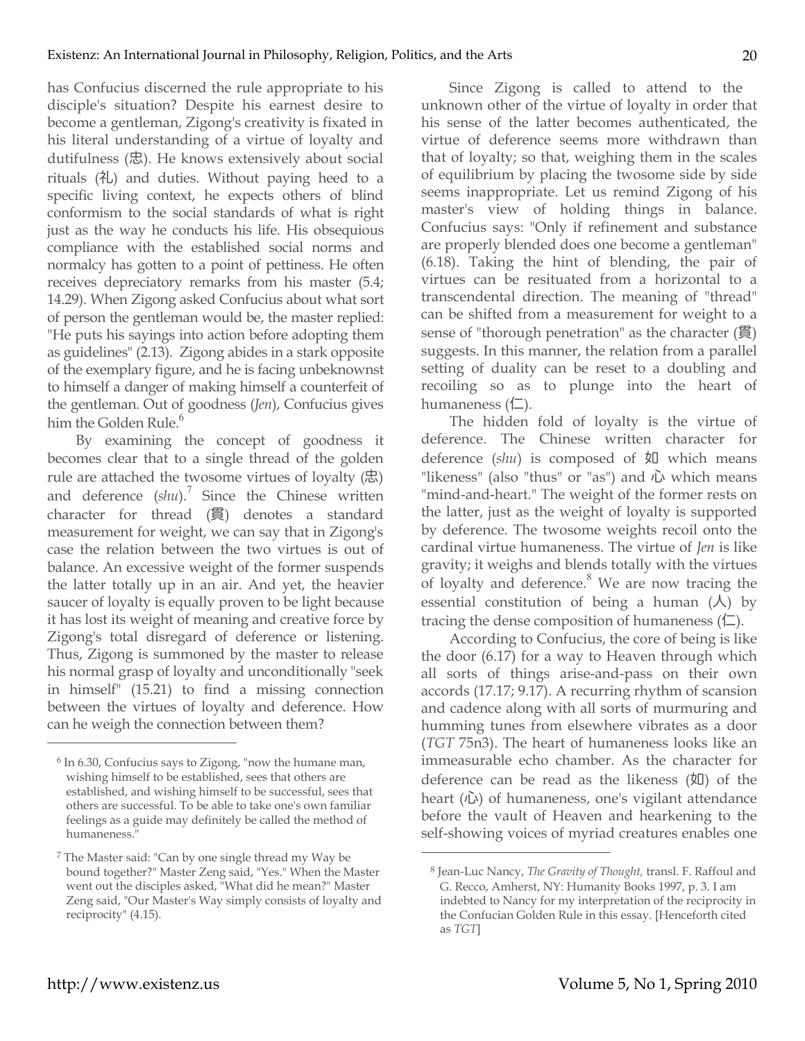has Confucius discerned the rule appropriate to his disciple's situation? Despite his earnest desire to become a gentleman, Zigong's creativity is fixated in his literal understanding of a virtue of loyalty and dutifulness (忠). He knows extensively about social rituals (礼) and duties. Without paying heed to a specific living context, he expects others of blind conformism to the social standards of what is right just as the way he conducts his life. His obsequious compliance with the established social norms and normalcy has gotten to a point of pettiness. He often receives depreciatory remarks from his master (5.4; 14.29). When Zigong asked Confucius about what sort of person the gentleman would be, the master replied: "He puts his sayings into action before adopting them as guidelines" (2.13). Zigong abides in a stark opposite of the exemplary figure, and he is facing unbeknownst to himself a danger of making himself a counterfeit of the gentleman. Out of goodness (*Jen*), Confucius gives him the Golden Rule.[6]

By examining the concept of goodness it becomes clear that to a single thread of the golden rule are attached the twosome virtues of loyalty (忠) and deference (*shu*).[7] Since the Chinese written character for thread (貫) denotes a standard measurement for weight, we can say that in Zigong's case the relation between the two virtues is out of balance. An excessive weight of the former suspends the latter totally up in an air. And yet, the heavier saucer of loyalty is equally proven to be light because it has lost its weight of meaning and creative force by Zigong's total disregard of deference or listening. Thus, Zigong is summoned by the master to release his normal grasp of loyalty and unconditionally "seek in himself" (15.21) to find a missing connection between the virtues of loyalty and deference. How can he weigh the connection between them?

Since Zigong is called to attend to the unknown other of the virtue of loyalty in order that his sense of the latter becomes authenticated, the virtue of deference seems more withdrawn than that of loyalty; so that, weighing them in the scales of equilibrium by placing the twosome side by side seems inappropriate. Let us remind Zigong of his master's view of holding things in balance. Confucius says: "Only if refinement and substance are properly blended does one become a gentleman" (6.18). Taking the hint of blending, the pair of virtues can be resituated from a horizontal to a transcendental direction. The meaning of "thread" can be shifted from a measurement for weight to a sense of "thorough penetration" as the character (貫) suggests. In this manner, the relation from a parallel setting of duality can be reset to a doubling and recoiling so as to plunge into the heart of humaneness (仁).

The hidden fold of loyalty is the virtue of deference. The Chinese written character for deference (*shu*) is composed of 如 which means "likeness" (also "thus" or "as") and 心 which means "mind-and-heart." The weight of the former rests on the latter, just as the weight of loyalty is supported by deference. The twosome weights recoil onto the cardinal virtue humaneness. The virtue of *Jen* is like gravity; it weighs and blends totally with the virtues of loyalty and deference.[8] We are now tracing the essential constitution of being a human (人) by tracing the dense composition of humaneness (仁).

According to Confucius, the core of being is like the door (6.17) for a way to Heaven through which all sorts of things arise-and-pass on their own accords (17.17; 9.17). A recurring rhythm of scansion and cadence along with all sorts of murmuring and humming tunes from elsewhere vibrates as a door (*TGT* 75n3). The heart of humaneness looks like an immeasurable echo chamber. As the character for deference can be read as the likeness (如) of the heart (心) of humaneness, one's vigilant attendance before the vault of Heaven and hearkening to the self-showing voices of myriad creatures enables one

---

[6] In 6.30, Confucius says to Zigong, "now the humane man, wishing himself to be established, sees that others are established, and wishing himself to be successful, sees that others are successful. To be able to take one's own familiar feelings as a guide may definitely be called the method of humaneness."

[7] The Master said: "Can by one single thread my Way be bound together?" Master Zeng said, "Yes." When the Master went out the disciples asked, "What did he mean?" Master Zeng said, "Our Master's Way simply consists of loyalty and reciprocity" (4.15).

[8] Jean-Luc Nancy, *The Gravity of Thought,* transl. F. Raffoul and G. Recco, Amherst, NY: Humanity Books 1997, p. 3. I am indebted to Nancy for my interpretation of the reciprocity in the Confucian Golden Rule in this essay. [Henceforth cited as *TGT*]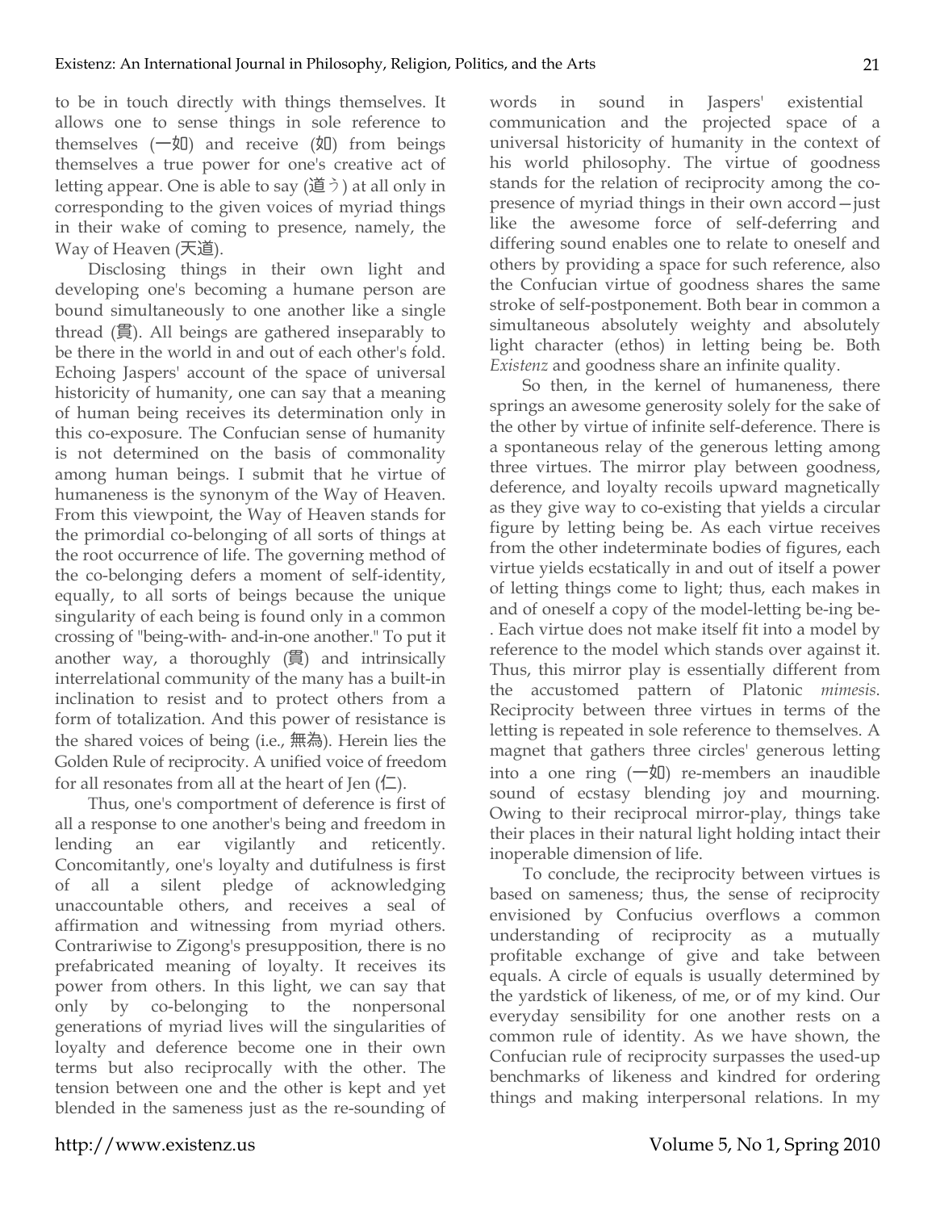to be in touch directly with things themselves. It allows one to sense things in sole reference to themselves (一如) and receive (如) from beings themselves a true power for one's creative act of letting appear. One is able to say (道う) at all only in corresponding to the given voices of myriad things in their wake of coming to presence, namely, the Way of Heaven (天道).

Disclosing things in their own light and developing one's becoming a humane person are bound simultaneously to one another like a single thread (貫). All beings are gathered inseparably to be there in the world in and out of each other's fold. Echoing Jaspers' account of the space of universal historicity of humanity, one can say that a meaning of human being receives its determination only in this co-exposure. The Confucian sense of humanity is not determined on the basis of commonality among human beings. I submit that he virtue of humaneness is the synonym of the Way of Heaven. From this viewpoint, the Way of Heaven stands for the primordial co-belonging of all sorts of things at the root occurrence of life. The governing method of the co-belonging defers a moment of self-identity, equally, to all sorts of beings because the unique singularity of each being is found only in a common crossing of "being-with- and-in-one another." To put it another way, a thoroughly (貫) and intrinsically interrelational community of the many has a built-in inclination to resist and to protect others from a form of totalization. And this power of resistance is the shared voices of being (i.e., 無為). Herein lies the Golden Rule of reciprocity. A unified voice of freedom for all resonates from all at the heart of Jen (仁).

Thus, one's comportment of deference is first of all a response to one another's being and freedom in lending an ear vigilantly and reticently. Concomitantly, one's loyalty and dutifulness is first of all a silent pledge of acknowledging unaccountable others, and receives a seal of affirmation and witnessing from myriad others. Contrariwise to Zigong's presupposition, there is no prefabricated meaning of loyalty. It receives its power from others. In this light, we can say that only by co-belonging to the nonpersonal generations of myriad lives will the singularities of loyalty and deference become one in their own terms but also reciprocally with the other. The tension between one and the other is kept and yet blended in the sameness just as the re-sounding of words in sound in Jaspers' existential communication and the projected space of a universal historicity of humanity in the context of his world philosophy. The virtue of goodness stands for the relation of reciprocity among the co-presence of myriad things in their own accord—just like the awesome force of self-deferring and differing sound enables one to relate to oneself and others by providing a space for such reference, also the Confucian virtue of goodness shares the same stroke of self-postponement. Both bear in common a simultaneous absolutely weighty and absolutely light character (ethos) in letting being be. Both *Existenz* and goodness share an infinite quality.

So then, in the kernel of humaneness, there springs an awesome generosity solely for the sake of the other by virtue of infinite self-deference. There is a spontaneous relay of the generous letting among three virtues. The mirror play between goodness, deference, and loyalty recoils upward magnetically as they give way to co-existing that yields a circular figure by letting being be. As each virtue receives from the other indeterminate bodies of figures, each virtue yields ecstatically in and out of itself a power of letting things come to light; thus, each makes in and of oneself a copy of the model-letting be-ing be-. Each virtue does not make itself fit into a model by reference to the model which stands over against it. Thus, this mirror play is essentially different from the accustomed pattern of Platonic *mimesis*. Reciprocity between three virtues in terms of the letting is repeated in sole reference to themselves. A magnet that gathers three circles' generous letting into a one ring (一如) re-members an inaudible sound of ecstasy blending joy and mourning. Owing to their reciprocal mirror-play, things take their places in their natural light holding intact their inoperable dimension of life.

To conclude, the reciprocity between virtues is based on sameness; thus, the sense of reciprocity envisioned by Confucius overflows a common understanding of reciprocity as a mutually profitable exchange of give and take between equals. A circle of equals is usually determined by the yardstick of likeness, of me, or of my kind. Our everyday sensibility for one another rests on a common rule of identity. As we have shown, the Confucian rule of reciprocity surpasses the used-up benchmarks of likeness and kindred for ordering things and making interpersonal relations. In my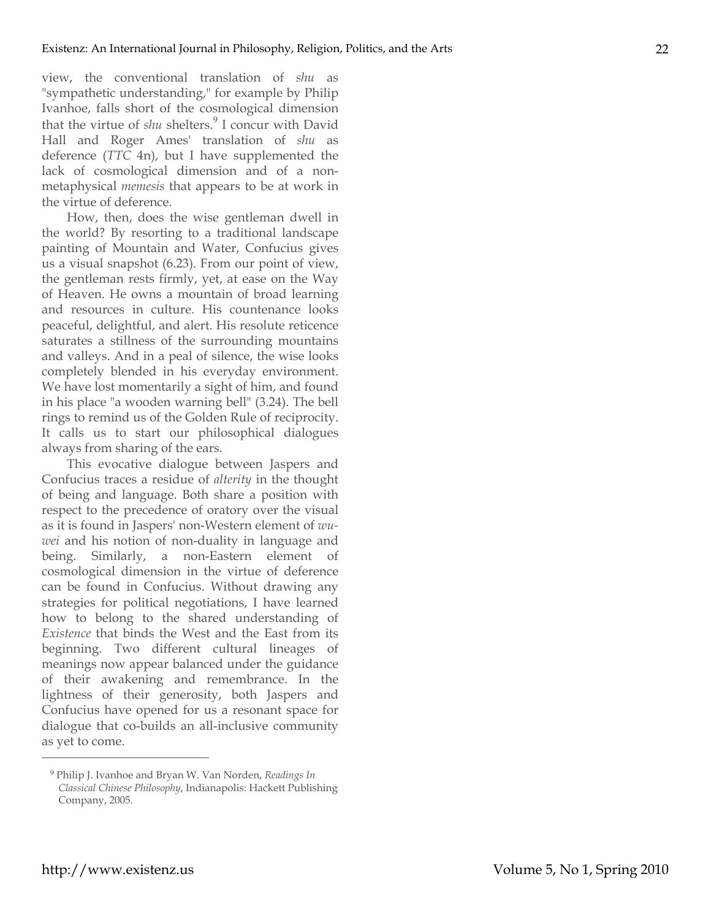view, the conventional translation of *shu* as "sympathetic understanding," for example by Philip Ivanhoe, falls short of the cosmological dimension that the virtue of *shu* shelters.[9] I concur with David Hall and Roger Ames' translation of *shu* as deference (*TTC* 4n), but I have supplemented the lack of cosmological dimension and of a non-metaphysical *memesis* that appears to be at work in the virtue of deference.

How, then, does the wise gentleman dwell in the world? By resorting to a traditional landscape painting of Mountain and Water, Confucius gives us a visual snapshot (6.23). From our point of view, the gentleman rests firmly, yet, at ease on the Way of Heaven. He owns a mountain of broad learning and resources in culture. His countenance looks peaceful, delightful, and alert. His resolute reticence saturates a stillness of the surrounding mountains and valleys. And in a peal of silence, the wise looks completely blended in his everyday environment. We have lost momentarily a sight of him, and found in his place "a wooden warning bell" (3.24). The bell rings to remind us of the Golden Rule of reciprocity. It calls us to start our philosophical dialogues always from sharing of the ears.

This evocative dialogue between Jaspers and Confucius traces a residue of *alterity* in the thought of being and language. Both share a position with respect to the precedence of oratory over the visual as it is found in Jaspers' non-Western element of *wu-wei* and his notion of non-duality in language and being. Similarly, a non-Eastern element of cosmological dimension in the virtue of deference can be found in Confucius. Without drawing any strategies for political negotiations, I have learned how to belong to the shared understanding of *Existence* that binds the West and the East from its beginning. Two different cultural lineages of meanings now appear balanced under the guidance of their awakening and remembrance. In the lightness of their generosity, both Jaspers and Confucius have opened for us a resonant space for dialogue that co-builds an all-inclusive community as yet to come.

---

[9] Philip J. Ivanhoe and Bryan W. Van Norden, *Readings In Classical Chinese Philosophy*, Indianapolis: Hackett Publishing Company, 2005.